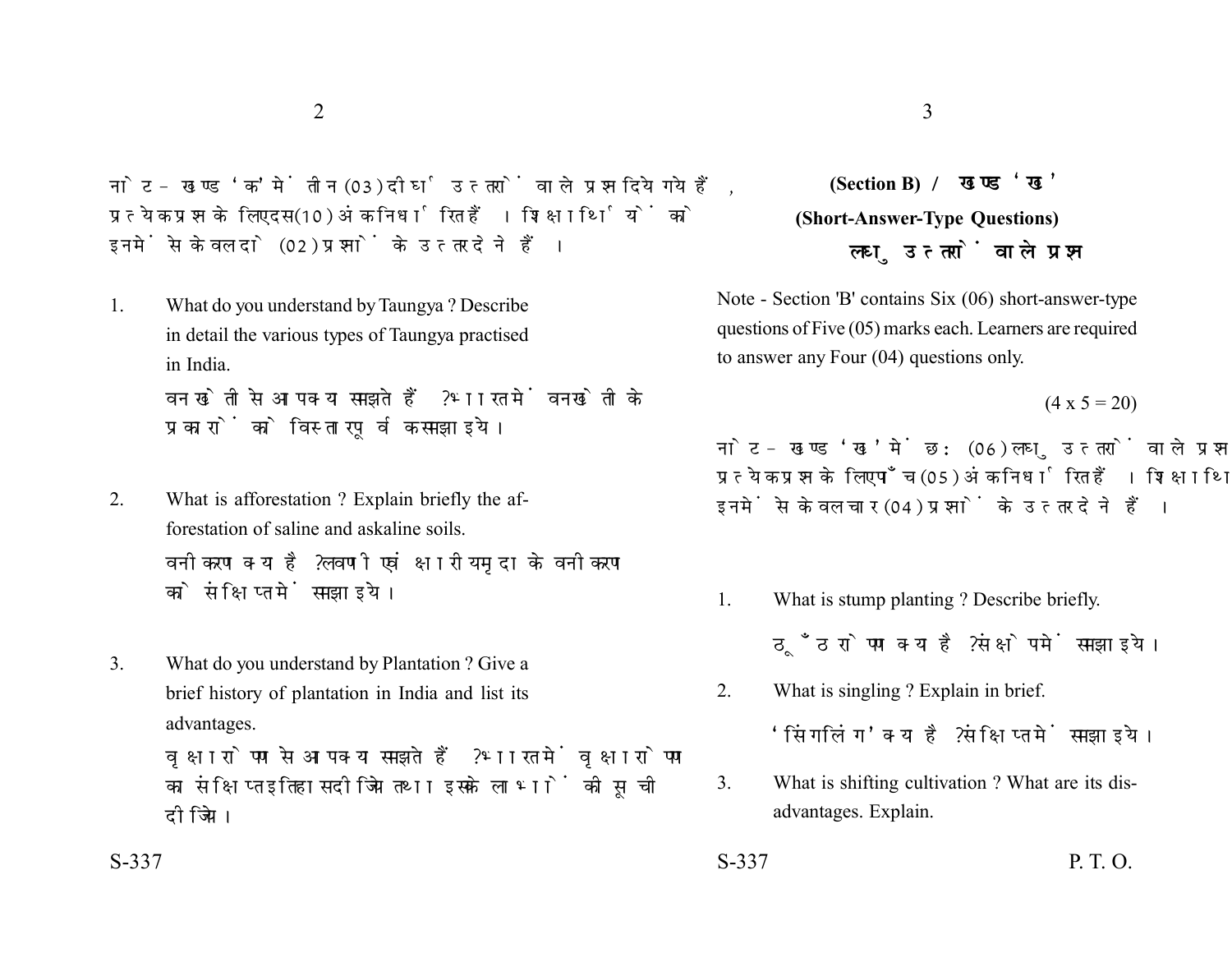नोट – खण्ड 'क' में तीन (03) दीर्घ उत्तरों वाले प्रश्न दिये गये हैं, प्रत्येक प्रश्न के लिए दस (10) अंक निर्धारित हैं। शिक्षार्थियों को इनमें से केवल दो (02) प्रश्नों के उत्तर देने हैं।

1. What do you understand by Taungya ? Describe in detail the various types of Taungya practised in India.

   वनखेती से आप क्या समझते हैं ? भारत में वनखेती के प्रकारों को विस्तारपूर्वक समझाइये।

2. What is afforestation ? Explain briefly the afforestation of saline and askaline soils.

   वनीकरण क्या है ? लवणीय एवं क्षारीय मृदा के वनीकरण को संक्षिप्त में समझाइये।

3. What do you understand by Plantation ? Give a brief history of plantation in India and list its advantages.

   वृक्षारोपण से आप क्या समझते हैं ? भारत में वृक्षारोपण का संक्षिप्त इतिहास दीजिए तथा इसके लाभों की सूची दीजिए।

## (Section B) / खण्ड 'ख'

### (Short-Answer-Type Questions)

### लघु उत्तरों वाले प्रश्न

Note - Section 'B' contains Six (06) short-answer-type questions of Five (05) marks each. Learners are required to answer any Four (04) questions only.

(4 x 5 = 20)

नोट – खण्ड 'ख' में छः (06) लघु उत्तरों वाले प्रश्न प्रत्येक प्रश्न के लिए पाँच (05) अंक निर्धारित हैं। शिक्षार्थि इनमें से केवल चार (04) प्रश्नों के उत्तर देने हैं।

1. What is stump planting ? Describe briefly.

   ठूँठ रोपण क्या है ? संक्षेप में समझाइये।

2. What is singling ? Explain in brief.

   'सिंगलिंग' क्या है ? संक्षिप्त में समझाइये।

3. What is shifting cultivation ? What are its disadvantages. Explain.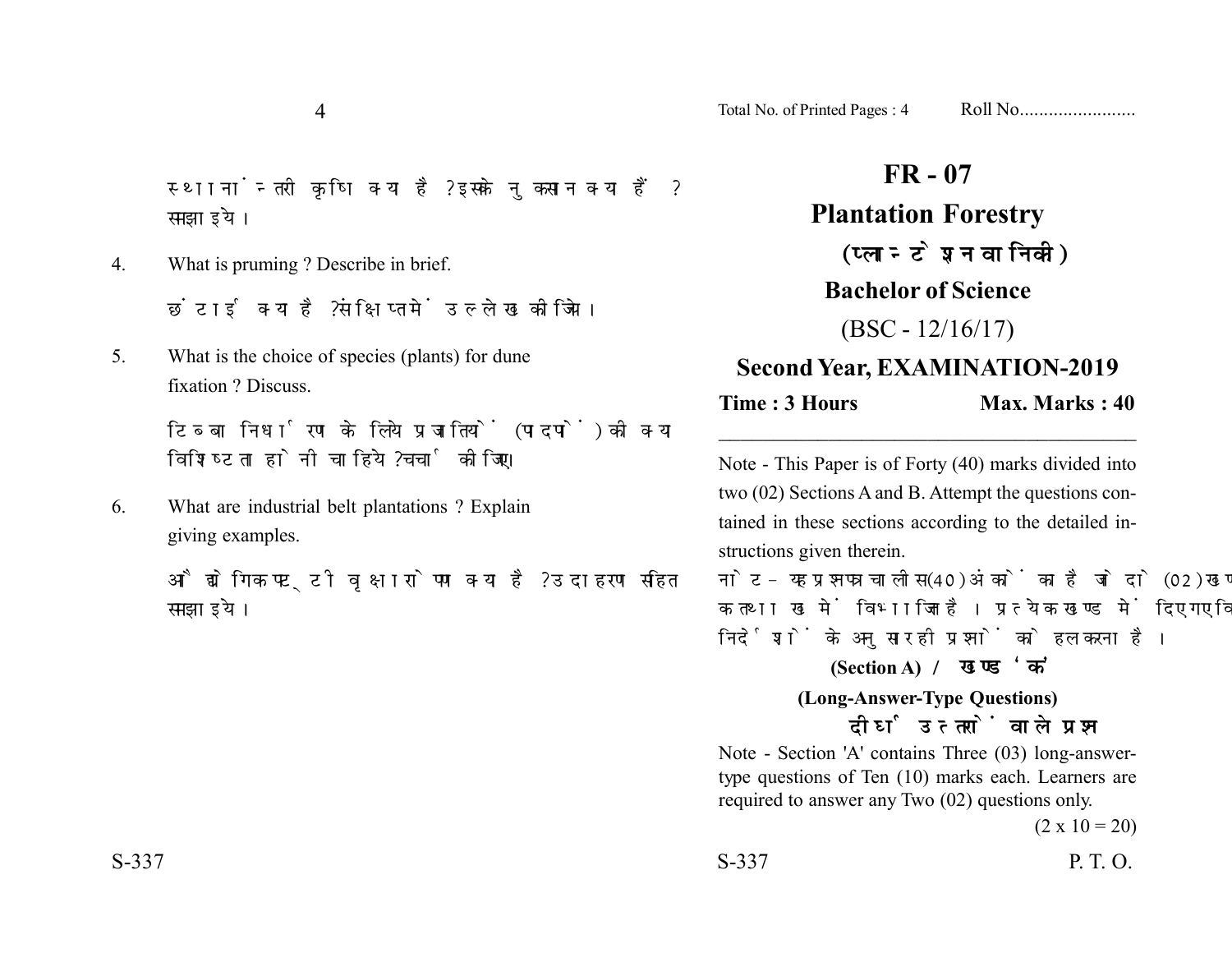स्थानान्तरी कृषि क्या है ? इसके नुकसान क्या हैं ? समझाइये।

4. What is pruming ? Describe in brief.

   छंटाई क्या है ? संक्षिप्त में उल्लेख कीजिये।

5. What is the choice of species (plants) for dune fixation ? Discuss.

   टिब्बा निर्धारण के लिये प्रजातियों (पादपों) की क्या विशिष्टता होनी चाहिये ? चर्चा कीजिए।

6. What are industrial belt plantations ? Explain giving examples.

   औद्योगिक पट्टी वृक्षारोपण क्या है ? उदाहरण सहित समझाइये।

S-337

Total No. of Printed Pages : 4 Roll No.......................

# FR - 07

## Plantation Forestry

## (प्लान्टेशन वानिकी)

### Bachelor of Science

(BSC - 12/16/17)

### Second Year, EXAMINATION-2019

**Time : 3 Hours** **Max. Marks : 40**

---

Note - This Paper is of Forty (40) marks divided into two (02) Sections A and B. Attempt the questions contained in these sections according to the detailed instructions given therein.

नोट - यह प्रश्नपत्र चालीस (40) अंकों का है जो दो (02) खण्डों, क तथा ख में विभाजित है। प्रत्येक खण्ड में दिए गए विस्तृत निर्देशों के अनुसार ही प्रश्नों को हल करना है।

**(Section A) / खण्ड 'क'**

**(Long-Answer-Type Questions)**

**दीर्घ उत्तरों वाले प्रश्न**

Note - Section 'A' contains Three (03) long-answer-type questions of Ten (10) marks each. Learners are required to answer any Two (02) questions only.

(2 x 10 = 20)

S-337 P. T. O.